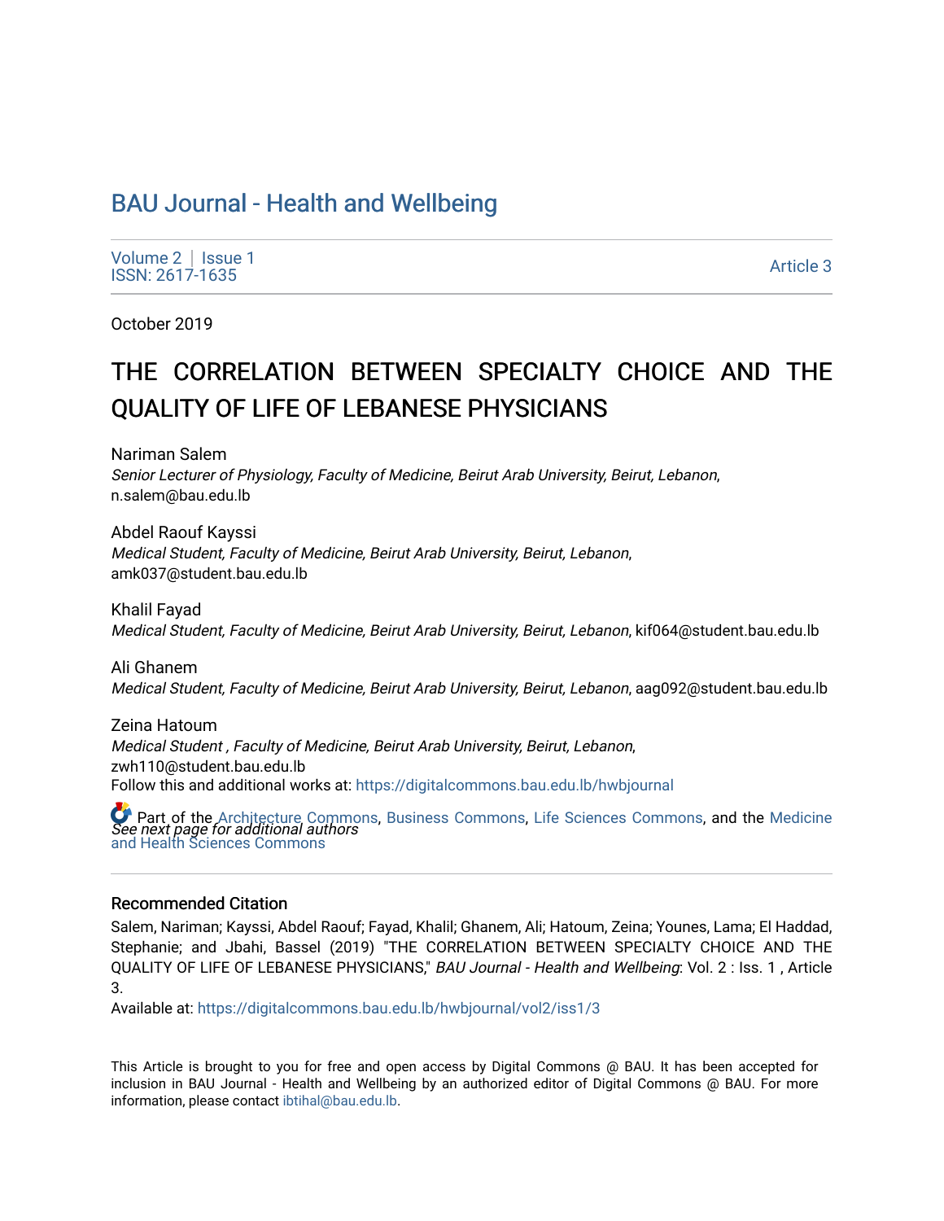# BAU Journal - Health and Wellbeing

Volume 2 | Issue 1
ISSN: 2617-1635

Article 3

October 2019

## THE CORRELATION BETWEEN SPECIALTY CHOICE AND THE QUALITY OF LIFE OF LEBANESE PHYSICIANS

Nariman Salem
*Senior Lecturer of Physiology, Faculty of Medicine, Beirut Arab University, Beirut, Lebanon*, n.salem@bau.edu.lb

Abdel Raouf Kayssi
*Medical Student, Faculty of Medicine, Beirut Arab University, Beirut, Lebanon*, amk037@student.bau.edu.lb

Khalil Fayad
*Medical Student, Faculty of Medicine, Beirut Arab University, Beirut, Lebanon*, kif064@student.bau.edu.lb

Ali Ghanem
*Medical Student, Faculty of Medicine, Beirut Arab University, Beirut, Lebanon*, aag092@student.bau.edu.lb

Zeina Hatoum
*Medical Student , Faculty of Medicine, Beirut Arab University, Beirut, Lebanon*, zwh110@student.bau.edu.lb

*See next page for additional authors*

Follow this and additional works at: https://digitalcommons.bau.edu.lb/hwbjournal

Part of the Architecture Commons, Business Commons, Life Sciences Commons, and the Medicine and Health Sciences Commons

### Recommended Citation

Salem, Nariman; Kayssi, Abdel Raouf; Fayad, Khalil; Ghanem, Ali; Hatoum, Zeina; Younes, Lama; El Haddad, Stephanie; and Jbahi, Bassel (2019) "THE CORRELATION BETWEEN SPECIALTY CHOICE AND THE QUALITY OF LIFE OF LEBANESE PHYSICIANS," *BAU Journal - Health and Wellbeing*: Vol. 2 : Iss. 1 , Article 3.
Available at: https://digitalcommons.bau.edu.lb/hwbjournal/vol2/iss1/3

This Article is brought to you for free and open access by Digital Commons @ BAU. It has been accepted for inclusion in BAU Journal - Health and Wellbeing by an authorized editor of Digital Commons @ BAU. For more information, please contact ibtihal@bau.edu.lb.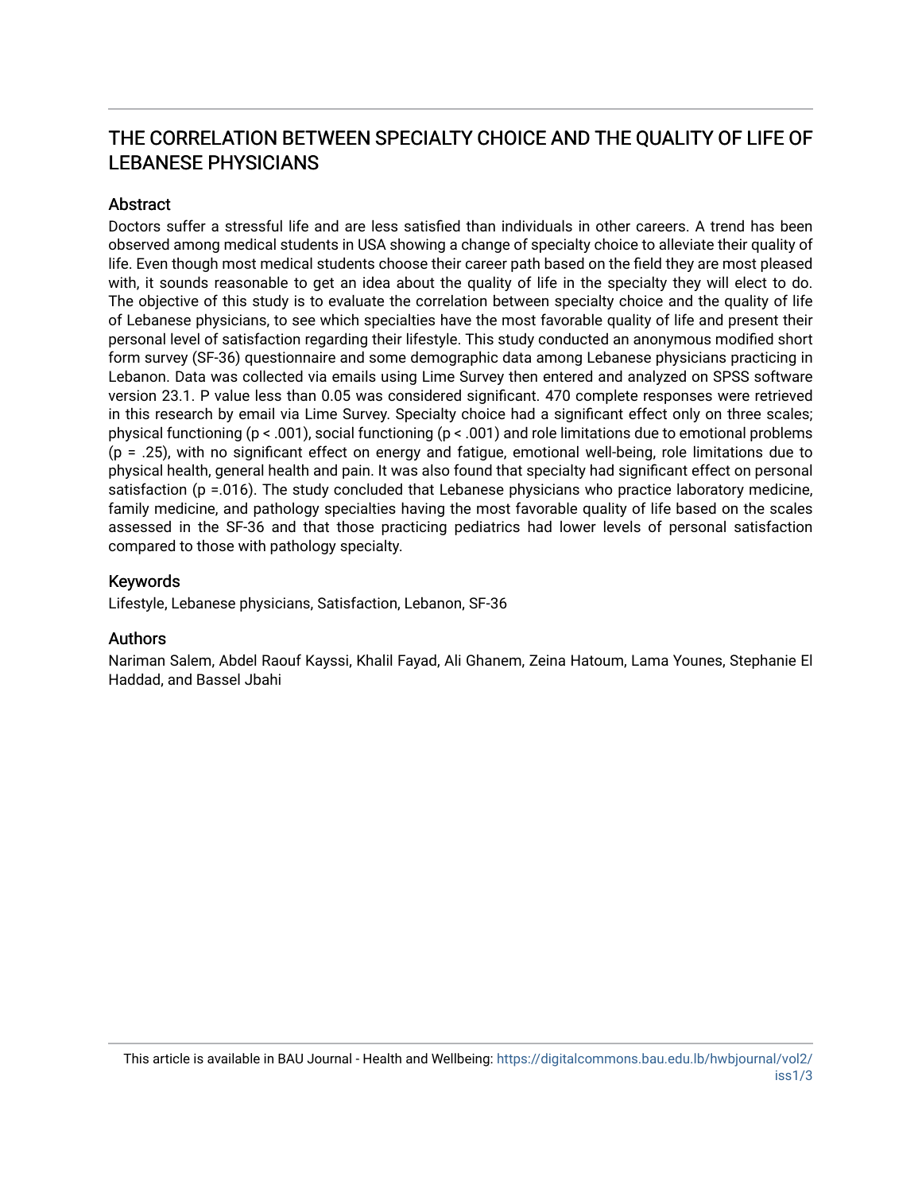# THE CORRELATION BETWEEN SPECIALTY CHOICE AND THE QUALITY OF LIFE OF LEBANESE PHYSICIANS

## Abstract

Doctors suffer a stressful life and are less satisfied than individuals in other careers. A trend has been observed among medical students in USA showing a change of specialty choice to alleviate their quality of life. Even though most medical students choose their career path based on the field they are most pleased with, it sounds reasonable to get an idea about the quality of life in the specialty they will elect to do. The objective of this study is to evaluate the correlation between specialty choice and the quality of life of Lebanese physicians, to see which specialties have the most favorable quality of life and present their personal level of satisfaction regarding their lifestyle. This study conducted an anonymous modified short form survey (SF-36) questionnaire and some demographic data among Lebanese physicians practicing in Lebanon. Data was collected via emails using Lime Survey then entered and analyzed on SPSS software version 23.1. P value less than 0.05 was considered significant. 470 complete responses were retrieved in this research by email via Lime Survey. Specialty choice had a significant effect only on three scales; physical functioning ($p < .001$), social functioning ($p < .001$) and role limitations due to emotional problems ($p = .25$), with no significant effect on energy and fatigue, emotional well-being, role limitations due to physical health, general health and pain. It was also found that specialty had significant effect on personal satisfaction ($p = .016$). The study concluded that Lebanese physicians who practice laboratory medicine, family medicine, and pathology specialties having the most favorable quality of life based on the scales assessed in the SF-36 and that those practicing pediatrics had lower levels of personal satisfaction compared to those with pathology specialty.

## Keywords

Lifestyle, Lebanese physicians, Satisfaction, Lebanon, SF-36

## Authors

Nariman Salem, Abdel Raouf Kayssi, Khalil Fayad, Ali Ghanem, Zeina Hatoum, Lama Younes, Stephanie El Haddad, and Bassel Jbahi

This article is available in BAU Journal - Health and Wellbeing: https://digitalcommons.bau.edu.lb/hwbjournal/vol2/iss1/3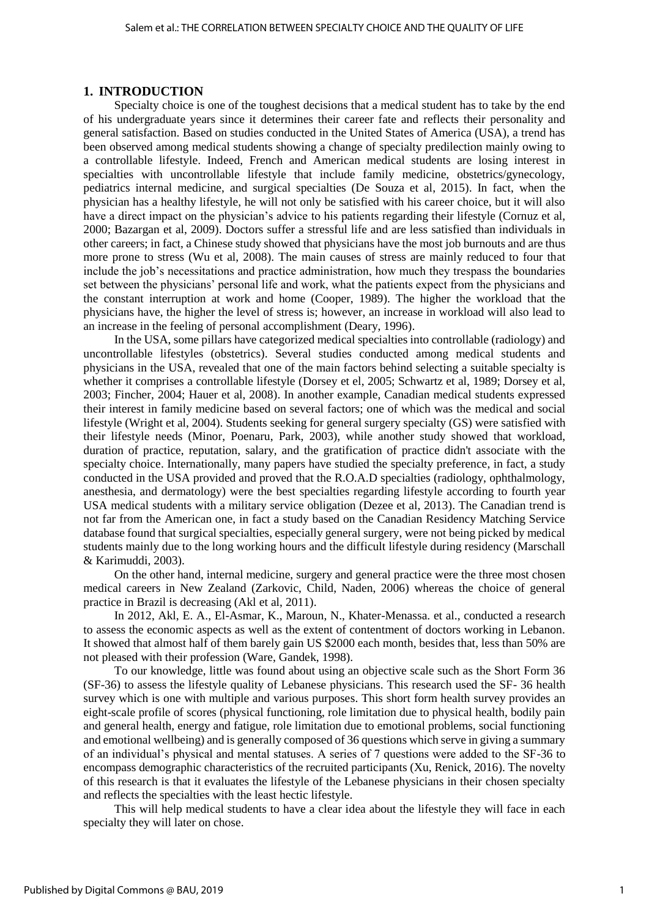## 1. INTRODUCTION

Specialty choice is one of the toughest decisions that a medical student has to take by the end of his undergraduate years since it determines their career fate and reflects their personality and general satisfaction. Based on studies conducted in the United States of America (USA), a trend has been observed among medical students showing a change of specialty predilection mainly owing to a controllable lifestyle. Indeed, French and American medical students are losing interest in specialties with uncontrollable lifestyle that include family medicine, obstetrics/gynecology, pediatrics internal medicine, and surgical specialties (De Souza et al, 2015). In fact, when the physician has a healthy lifestyle, he will not only be satisfied with his career choice, but it will also have a direct impact on the physician's advice to his patients regarding their lifestyle (Cornuz et al, 2000; Bazargan et al, 2009). Doctors suffer a stressful life and are less satisfied than individuals in other careers; in fact, a Chinese study showed that physicians have the most job burnouts and are thus more prone to stress (Wu et al, 2008). The main causes of stress are mainly reduced to four that include the job's necessitations and practice administration, how much they trespass the boundaries set between the physicians' personal life and work, what the patients expect from the physicians and the constant interruption at work and home (Cooper, 1989). The higher the workload that the physicians have, the higher the level of stress is; however, an increase in workload will also lead to an increase in the feeling of personal accomplishment (Deary, 1996).

In the USA, some pillars have categorized medical specialties into controllable (radiology) and uncontrollable lifestyles (obstetrics). Several studies conducted among medical students and physicians in the USA, revealed that one of the main factors behind selecting a suitable specialty is whether it comprises a controllable lifestyle (Dorsey et el, 2005; Schwartz et al, 1989; Dorsey et al, 2003; Fincher, 2004; Hauer et al, 2008). In another example, Canadian medical students expressed their interest in family medicine based on several factors; one of which was the medical and social lifestyle (Wright et al, 2004). Students seeking for general surgery specialty (GS) were satisfied with their lifestyle needs (Minor, Poenaru, Park, 2003), while another study showed that workload, duration of practice, reputation, salary, and the gratification of practice didn't associate with the specialty choice. Internationally, many papers have studied the specialty preference, in fact, a study conducted in the USA provided and proved that the R.O.A.D specialties (radiology, ophthalmology, anesthesia, and dermatology) were the best specialties regarding lifestyle according to fourth year USA medical students with a military service obligation (Dezee et al, 2013). The Canadian trend is not far from the American one, in fact a study based on the Canadian Residency Matching Service database found that surgical specialties, especially general surgery, were not being picked by medical students mainly due to the long working hours and the difficult lifestyle during residency (Marschall & Karimuddi, 2003).

On the other hand, internal medicine, surgery and general practice were the three most chosen medical careers in New Zealand (Zarkovic, Child, Naden, 2006) whereas the choice of general practice in Brazil is decreasing (Akl et al, 2011).

In 2012, Akl, E. A., El-Asmar, K., Maroun, N., Khater-Menassa. et al., conducted a research to assess the economic aspects as well as the extent of contentment of doctors working in Lebanon. It showed that almost half of them barely gain US $2000 each month, besides that, less than 50% are not pleased with their profession (Ware, Gandek, 1998).

To our knowledge, little was found about using an objective scale such as the Short Form 36 (SF-36) to assess the lifestyle quality of Lebanese physicians. This research used the SF- 36 health survey which is one with multiple and various purposes. This short form health survey provides an eight-scale profile of scores (physical functioning, role limitation due to physical health, bodily pain and general health, energy and fatigue, role limitation due to emotional problems, social functioning and emotional wellbeing) and is generally composed of 36 questions which serve in giving a summary of an individual's physical and mental statuses. A series of 7 questions were added to the SF-36 to encompass demographic characteristics of the recruited participants (Xu, Renick, 2016). The novelty of this research is that it evaluates the lifestyle of the Lebanese physicians in their chosen specialty and reflects the specialties with the least hectic lifestyle.

This will help medical students to have a clear idea about the lifestyle they will face in each specialty they will later on chose.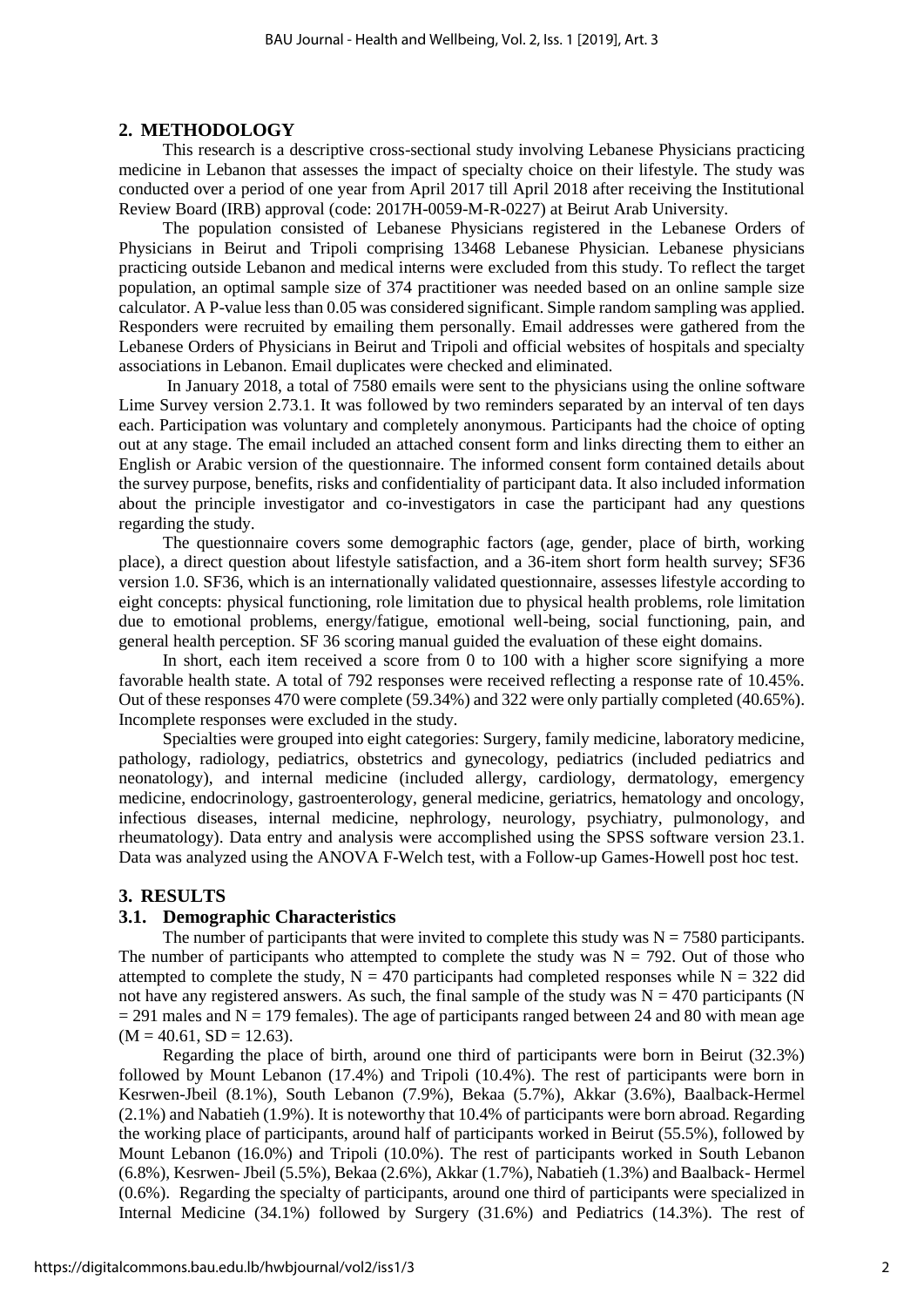## 2. METHODOLOGY

This research is a descriptive cross-sectional study involving Lebanese Physicians practicing medicine in Lebanon that assesses the impact of specialty choice on their lifestyle. The study was conducted over a period of one year from April 2017 till April 2018 after receiving the Institutional Review Board (IRB) approval (code: 2017H-0059-M-R-0227) at Beirut Arab University.

The population consisted of Lebanese Physicians registered in the Lebanese Orders of Physicians in Beirut and Tripoli comprising 13468 Lebanese Physician. Lebanese physicians practicing outside Lebanon and medical interns were excluded from this study. To reflect the target population, an optimal sample size of 374 practitioner was needed based on an online sample size calculator. A P-value less than 0.05 was considered significant. Simple random sampling was applied. Responders were recruited by emailing them personally. Email addresses were gathered from the Lebanese Orders of Physicians in Beirut and Tripoli and official websites of hospitals and specialty associations in Lebanon. Email duplicates were checked and eliminated.

In January 2018, a total of 7580 emails were sent to the physicians using the online software Lime Survey version 2.73.1. It was followed by two reminders separated by an interval of ten days each. Participation was voluntary and completely anonymous. Participants had the choice of opting out at any stage. The email included an attached consent form and links directing them to either an English or Arabic version of the questionnaire. The informed consent form contained details about the survey purpose, benefits, risks and confidentiality of participant data. It also included information about the principle investigator and co-investigators in case the participant had any questions regarding the study.

The questionnaire covers some demographic factors (age, gender, place of birth, working place), a direct question about lifestyle satisfaction, and a 36-item short form health survey; SF36 version 1.0. SF36, which is an internationally validated questionnaire, assesses lifestyle according to eight concepts: physical functioning, role limitation due to physical health problems, role limitation due to emotional problems, energy/fatigue, emotional well-being, social functioning, pain, and general health perception. SF 36 scoring manual guided the evaluation of these eight domains.

In short, each item received a score from 0 to 100 with a higher score signifying a more favorable health state. A total of 792 responses were received reflecting a response rate of 10.45%. Out of these responses 470 were complete (59.34%) and 322 were only partially completed (40.65%). Incomplete responses were excluded in the study.

Specialties were grouped into eight categories: Surgery, family medicine, laboratory medicine, pathology, radiology, pediatrics, obstetrics and gynecology, pediatrics (included pediatrics and neonatology), and internal medicine (included allergy, cardiology, dermatology, emergency medicine, endocrinology, gastroenterology, general medicine, geriatrics, hematology and oncology, infectious diseases, internal medicine, nephrology, neurology, psychiatry, pulmonology, and rheumatology). Data entry and analysis were accomplished using the SPSS software version 23.1. Data was analyzed using the ANOVA F-Welch test, with a Follow-up Games-Howell post hoc test.

## 3. RESULTS

### 3.1. Demographic Characteristics

The number of participants that were invited to complete this study was N = 7580 participants. The number of participants who attempted to complete the study was N = 792. Out of those who attempted to complete the study, N = 470 participants had completed responses while N = 322 did not have any registered answers. As such, the final sample of the study was N = 470 participants (N = 291 males and N = 179 females). The age of participants ranged between 24 and 80 with mean age (M = 40.61, SD = 12.63).

Regarding the place of birth, around one third of participants were born in Beirut (32.3%) followed by Mount Lebanon (17.4%) and Tripoli (10.4%). The rest of participants were born in Kesrwen-Jbeil (8.1%), South Lebanon (7.9%), Bekaa (5.7%), Akkar (3.6%), Baalback-Hermel (2.1%) and Nabatieh (1.9%). It is noteworthy that 10.4% of participants were born abroad. Regarding the working place of participants, around half of participants worked in Beirut (55.5%), followed by Mount Lebanon (16.0%) and Tripoli (10.0%). The rest of participants worked in South Lebanon (6.8%), Kesrwen- Jbeil (5.5%), Bekaa (2.6%), Akkar (1.7%), Nabatieh (1.3%) and Baalback- Hermel (0.6%). Regarding the specialty of participants, around one third of participants were specialized in Internal Medicine (34.1%) followed by Surgery (31.6%) and Pediatrics (14.3%). The rest of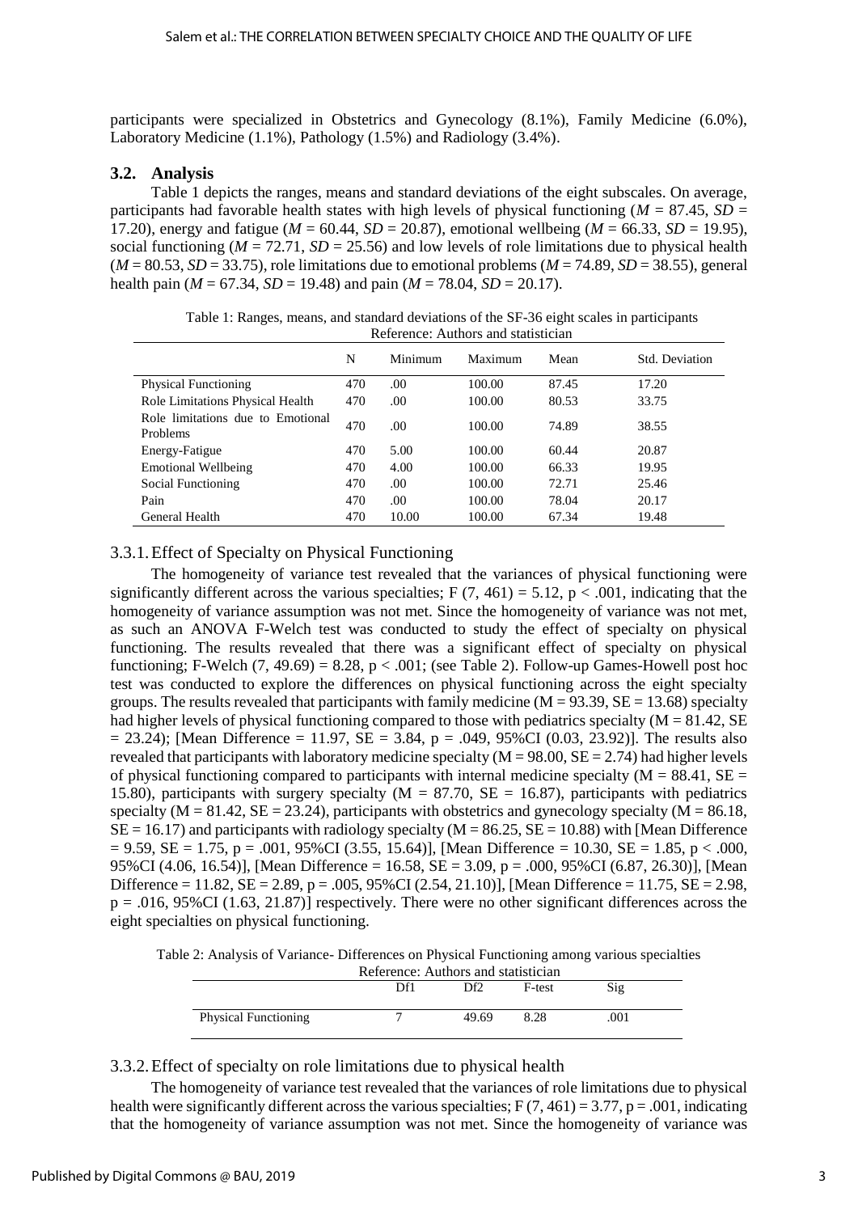participants were specialized in Obstetrics and Gynecology (8.1%), Family Medicine (6.0%), Laboratory Medicine (1.1%), Pathology (1.5%) and Radiology (3.4%).

### 3.2. Analysis

Table 1 depicts the ranges, means and standard deviations of the eight subscales. On average, participants had favorable health states with high levels of physical functioning ($M$ = 87.45, $SD$ = 17.20), energy and fatigue ($M$ = 60.44, $SD$ = 20.87), emotional wellbeing ($M$ = 66.33, $SD$ = 19.95), social functioning ($M$ = 72.71, $SD$ = 25.56) and low levels of role limitations due to physical health ($M$ = 80.53, $SD$ = 33.75), role limitations due to emotional problems ($M$ = 74.89, $SD$ = 38.55), general health pain ($M$ = 67.34, $SD$ = 19.48) and pain ($M$ = 78.04, $SD$ = 20.17).

Table 1: Ranges, means, and standard deviations of the SF-36 eight scales in participants
Reference: Authors and statistician

| | N | Minimum | Maximum | Mean | Std. Deviation |
|---|---|---|---|---|---|
| Physical Functioning | 470 | .00 | 100.00 | 87.45 | 17.20 |
| Role Limitations Physical Health | 470 | .00 | 100.00 | 80.53 | 33.75 |
| Role limitations due to Emotional Problems | 470 | .00 | 100.00 | 74.89 | 38.55 |
| Energy-Fatigue | 470 | 5.00 | 100.00 | 60.44 | 20.87 |
| Emotional Wellbeing | 470 | 4.00 | 100.00 | 66.33 | 19.95 |
| Social Functioning | 470 | .00 | 100.00 | 72.71 | 25.46 |
| Pain | 470 | .00 | 100.00 | 78.04 | 20.17 |
| General Health | 470 | 10.00 | 100.00 | 67.34 | 19.48 |

#### 3.3.1. Effect of Specialty on Physical Functioning

The homogeneity of variance test revealed that the variances of physical functioning were significantly different across the various specialties; $F(7, 461) = 5.12$, $p < .001$, indicating that the homogeneity of variance assumption was not met. Since the homogeneity of variance was not met, as such an ANOVA F-Welch test was conducted to study the effect of specialty on physical functioning. The results revealed that there was a significant effect of specialty on physical functioning; F-Welch $(7, 49.69) = 8.28$, $p < .001$; (see Table 2). Follow-up Games-Howell post hoc test was conducted to explore the differences on physical functioning across the eight specialty groups. The results revealed that participants with family medicine ($M = 93.39$, $SE = 13.68$) specialty had higher levels of physical functioning compared to those with pediatrics specialty ($M = 81.42$, $SE = 23.24$); [Mean Difference = 11.97, SE = 3.84, p = .049, 95%CI (0.03, 23.92)]. The results also revealed that participants with laboratory medicine specialty ($M = 98.00$, $SE = 2.74$) had higher levels of physical functioning compared to participants with internal medicine specialty ($M = 88.41$, $SE = 15.80$), participants with surgery specialty ($M = 87.70$, $SE = 16.87$), participants with pediatrics specialty ($M = 81.42$, $SE = 23.24$), participants with obstetrics and gynecology specialty ($M = 86.18$, $SE = 16.17$) and participants with radiology specialty ($M = 86.25$, $SE = 10.88$) with [Mean Difference = 9.59, SE = 1.75, p = .001, 95%CI (3.55, 15.64)], [Mean Difference = 10.30, SE = 1.85, p < .000, 95%CI (4.06, 16.54)], [Mean Difference = 16.58, SE = 3.09, p = .000, 95%CI (6.87, 26.30)], [Mean Difference = 11.82, SE = 2.89, p = .005, 95%CI (2.54, 21.10)], [Mean Difference = 11.75, SE = 2.98, p = .016, 95%CI (1.63, 21.87)] respectively. There were no other significant differences across the eight specialties on physical functioning.

Table 2: Analysis of Variance- Differences on Physical Functioning among various specialties
Reference: Authors and statistician

| | Df1 | Df2 | F-test | Sig |
|---|---|---|---|---|
| Physical Functioning | 7 | 49.69 | 8.28 | .001 |

#### 3.3.2. Effect of specialty on role limitations due to physical health

The homogeneity of variance test revealed that the variances of role limitations due to physical health were significantly different across the various specialties; $F(7, 461) = 3.77$, $p = .001$, indicating that the homogeneity of variance assumption was not met. Since the homogeneity of variance was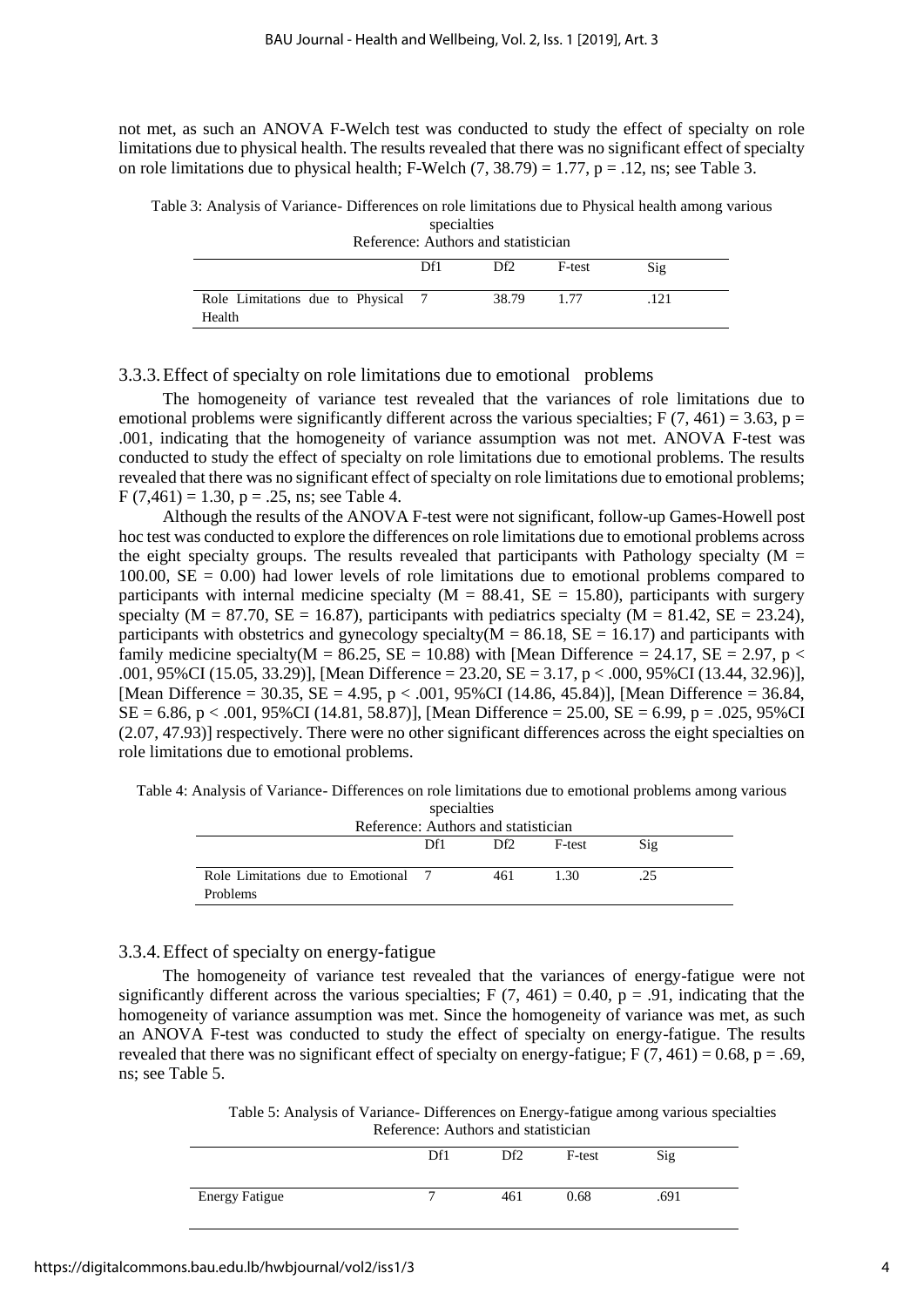not met, as such an ANOVA F-Welch test was conducted to study the effect of specialty on role limitations due to physical health. The results revealed that there was no significant effect of specialty on role limitations due to physical health; F-Welch $(7, 38.79) = 1.77$, $p = .12$, ns; see Table 3.

Table 3: Analysis of Variance- Differences on role limitations due to Physical health among various specialties
Reference: Authors and statistician

| | Df1 | Df2 | F-test | Sig |
|---|---|---|---|---|
| Role Limitations due to Physical Health | 7 | 38.79 | 1.77 | .121 |

### 3.3.3. Effect of specialty on role limitations due to emotional problems

The homogeneity of variance test revealed that the variances of role limitations due to emotional problems were significantly different across the various specialties; $F(7, 461) = 3.63$, $p = .001$, indicating that the homogeneity of variance assumption was not met. ANOVA F-test was conducted to study the effect of specialty on role limitations due to emotional problems. The results revealed that there was no significant effect of specialty on role limitations due to emotional problems; $F(7,461) = 1.30$, $p = .25$, ns; see Table 4.

Although the results of the ANOVA F-test were not significant, follow-up Games-Howell post hoc test was conducted to explore the differences on role limitations due to emotional problems across the eight specialty groups. The results revealed that participants with Pathology specialty ($M = 100.00$, $SE = 0.00$) had lower levels of role limitations due to emotional problems compared to participants with internal medicine specialty ($M = 88.41$, $SE = 15.80$), participants with surgery specialty ($M = 87.70$, $SE = 16.87$), participants with pediatrics specialty ($M = 81.42$, $SE = 23.24$), participants with obstetrics and gynecology specialty($M = 86.18$, $SE = 16.17$) and participants with family medicine specialty($M = 86.25$, $SE = 10.88$) with [Mean Difference = 24.17, $SE = 2.97$, $p < .001$, 95%CI (15.05, 33.29)], [Mean Difference = 23.20, $SE = 3.17$, $p < .000$, 95%CI (13.44, 32.96)], [Mean Difference = 30.35, $SE = 4.95$, $p < .001$, 95%CI (14.86, 45.84)], [Mean Difference = 36.84, $SE = 6.86$, $p < .001$, 95%CI (14.81, 58.87)], [Mean Difference = 25.00, $SE = 6.99$, $p = .025$, 95%CI (2.07, 47.93)] respectively. There were no other significant differences across the eight specialties on role limitations due to emotional problems.

Table 4: Analysis of Variance- Differences on role limitations due to emotional problems among various specialties
Reference: Authors and statistician

| | Df1 | Df2 | F-test | Sig |
|---|---|---|---|---|
| Role Limitations due to Emotional Problems | 7 | 461 | 1.30 | .25 |

### 3.3.4. Effect of specialty on energy-fatigue

The homogeneity of variance test revealed that the variances of energy-fatigue were not significantly different across the various specialties; $F(7, 461) = 0.40$, $p = .91$, indicating that the homogeneity of variance assumption was met. Since the homogeneity of variance was met, as such an ANOVA F-test was conducted to study the effect of specialty on energy-fatigue. The results revealed that there was no significant effect of specialty on energy-fatigue; $F(7, 461) = 0.68$, $p = .69$, ns; see Table 5.

Table 5: Analysis of Variance- Differences on Energy-fatigue among various specialties
Reference: Authors and statistician

| | Df1 | Df2 | F-test | Sig |
|---|---|---|---|---|
| Energy Fatigue | 7 | 461 | 0.68 | .691 |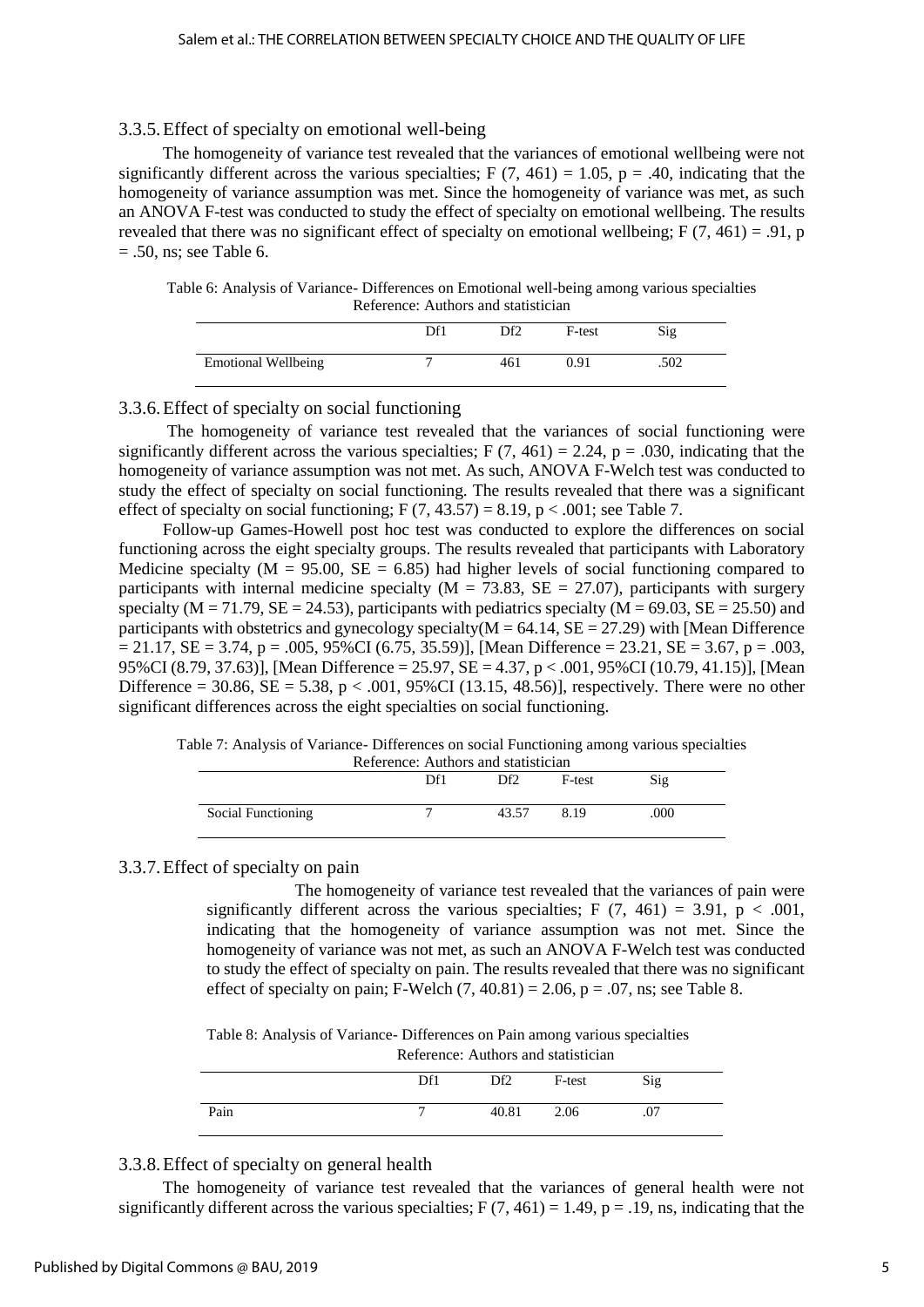### 3.3.5. Effect of specialty on emotional well-being

The homogeneity of variance test revealed that the variances of emotional wellbeing were not significantly different across the various specialties; $F(7, 461) = 1.05$, $p = .40$, indicating that the homogeneity of variance assumption was met. Since the homogeneity of variance was met, as such an ANOVA F-test was conducted to study the effect of specialty on emotional wellbeing. The results revealed that there was no significant effect of specialty on emotional wellbeing; $F(7, 461) = .91$, $p = .50$, ns; see Table 6.

Table 6: Analysis of Variance- Differences on Emotional well-being among various specialties
Reference: Authors and statistician

| | Df1 | Df2 | F-test | Sig |
|---|---|---|---|---|
| Emotional Wellbeing | 7 | 461 | 0.91 | .502 |

### 3.3.6. Effect of specialty on social functioning

The homogeneity of variance test revealed that the variances of social functioning were significantly different across the various specialties; $F(7, 461) = 2.24$, $p = .030$, indicating that the homogeneity of variance assumption was not met. As such, ANOVA F-Welch test was conducted to study the effect of specialty on social functioning. The results revealed that there was a significant effect of specialty on social functioning; $F(7, 43.57) = 8.19$, $p < .001$; see Table 7.

Follow-up Games-Howell post hoc test was conducted to explore the differences on social functioning across the eight specialty groups. The results revealed that participants with Laboratory Medicine specialty ($M = 95.00$, $SE = 6.85$) had higher levels of social functioning compared to participants with internal medicine specialty ($M = 73.83$, $SE = 27.07$), participants with surgery specialty ($M = 71.79$, $SE = 24.53$), participants with pediatrics specialty ($M = 69.03$, $SE = 25.50$) and participants with obstetrics and gynecology specialty($M = 64.14$, $SE = 27.29$) with [Mean Difference $= 21.17$, $SE = 3.74$, $p = .005$, 95%CI (6.75, 35.59)], [Mean Difference $= 23.21$, $SE = 3.67$, $p = .003$, 95%CI (8.79, 37.63)], [Mean Difference $= 25.97$, $SE = 4.37$, $p < .001$, 95%CI (10.79, 41.15)], [Mean Difference $= 30.86$, $SE = 5.38$, $p < .001$, 95%CI (13.15, 48.56)], respectively. There were no other significant differences across the eight specialties on social functioning.

Table 7: Analysis of Variance- Differences on social Functioning among various specialties
Reference: Authors and statistician

| | Df1 | Df2 | F-test | Sig |
|---|---|---|---|---|
| Social Functioning | 7 | 43.57 | 8.19 | .000 |

### 3.3.7. Effect of specialty on pain

The homogeneity of variance test revealed that the variances of pain were significantly different across the various specialties; $F(7, 461) = 3.91$, $p < .001$, indicating that the homogeneity of variance assumption was not met. Since the homogeneity of variance was not met, as such an ANOVA F-Welch test was conducted to study the effect of specialty on pain. The results revealed that there was no significant effect of specialty on pain; F-Welch $(7, 40.81) = 2.06$, $p = .07$, ns; see Table 8.

Table 8: Analysis of Variance- Differences on Pain among various specialties
Reference: Authors and statistician

| | Df1 | Df2 | F-test | Sig |
|---|---|---|---|---|
| Pain | 7 | 40.81 | 2.06 | .07 |

### 3.3.8. Effect of specialty on general health

The homogeneity of variance test revealed that the variances of general health were not significantly different across the various specialties; $F(7, 461) = 1.49$, $p = .19$, ns, indicating that the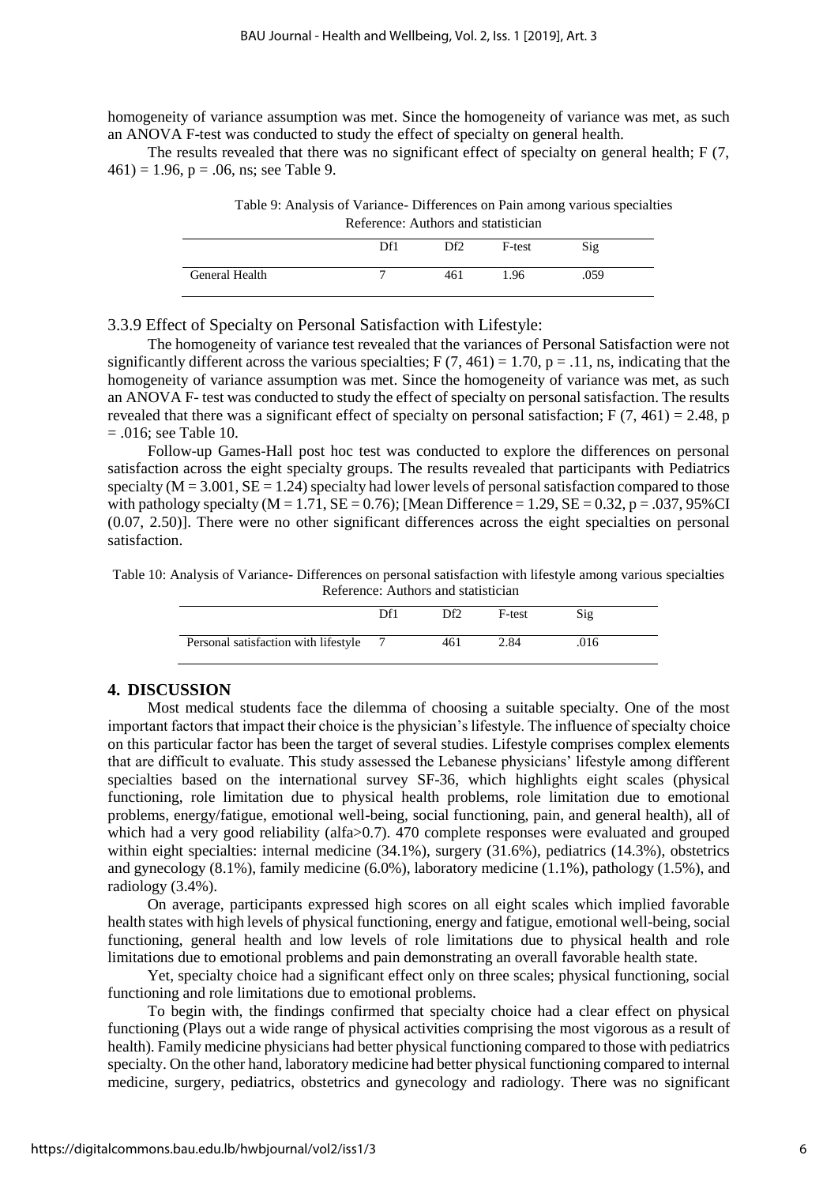homogeneity of variance assumption was met. Since the homogeneity of variance was met, as such an ANOVA F-test was conducted to study the effect of specialty on general health.

The results revealed that there was no significant effect of specialty on general health; $F(7, 461) = 1.96$, $p = .06$, ns; see Table 9.

Table 9: Analysis of Variance- Differences on Pain among various specialties
Reference: Authors and statistician

| | Df1 | Df2 | F-test | Sig |
|---|---|---|---|---|
| General Health | 7 | 461 | 1.96 | .059 |

### 3.3.9 Effect of Specialty on Personal Satisfaction with Lifestyle:

The homogeneity of variance test revealed that the variances of Personal Satisfaction were not significantly different across the various specialties; $F(7, 461) = 1.70$, $p = .11$, ns, indicating that the homogeneity of variance assumption was met. Since the homogeneity of variance was met, as such an ANOVA F- test was conducted to study the effect of specialty on personal satisfaction. The results revealed that there was a significant effect of specialty on personal satisfaction; $F(7, 461) = 2.48$, $p = .016$; see Table 10.

Follow-up Games-Hall post hoc test was conducted to explore the differences on personal satisfaction across the eight specialty groups. The results revealed that participants with Pediatrics specialty ($M = 3.001$, $SE = 1.24$) specialty had lower levels of personal satisfaction compared to those with pathology specialty ($M = 1.71$, $SE = 0.76$); [Mean Difference = 1.29, $SE = 0.32$, $p = .037$, 95%CI (0.07, 2.50)]. There were no other significant differences across the eight specialties on personal satisfaction.

Table 10: Analysis of Variance- Differences on personal satisfaction with lifestyle among various specialties
Reference: Authors and statistician

| | Df1 | Df2 | F-test | Sig |
|---|---|---|---|---|
| Personal satisfaction with lifestyle | 7 | 461 | 2.84 | .016 |

## 4. DISCUSSION

Most medical students face the dilemma of choosing a suitable specialty. One of the most important factors that impact their choice is the physician's lifestyle. The influence of specialty choice on this particular factor has been the target of several studies. Lifestyle comprises complex elements that are difficult to evaluate. This study assessed the Lebanese physicians' lifestyle among different specialties based on the international survey SF-36, which highlights eight scales (physical functioning, role limitation due to physical health problems, role limitation due to emotional problems, energy/fatigue, emotional well-being, social functioning, pain, and general health), all of which had a very good reliability (alfa>0.7). 470 complete responses were evaluated and grouped within eight specialties: internal medicine (34.1%), surgery (31.6%), pediatrics (14.3%), obstetrics and gynecology (8.1%), family medicine (6.0%), laboratory medicine (1.1%), pathology (1.5%), and radiology (3.4%).

On average, participants expressed high scores on all eight scales which implied favorable health states with high levels of physical functioning, energy and fatigue, emotional well-being, social functioning, general health and low levels of role limitations due to physical health and role limitations due to emotional problems and pain demonstrating an overall favorable health state.

Yet, specialty choice had a significant effect only on three scales; physical functioning, social functioning and role limitations due to emotional problems.

To begin with, the findings confirmed that specialty choice had a clear effect on physical functioning (Plays out a wide range of physical activities comprising the most vigorous as a result of health). Family medicine physicians had better physical functioning compared to those with pediatrics specialty. On the other hand, laboratory medicine had better physical functioning compared to internal medicine, surgery, pediatrics, obstetrics and gynecology and radiology. There was no significant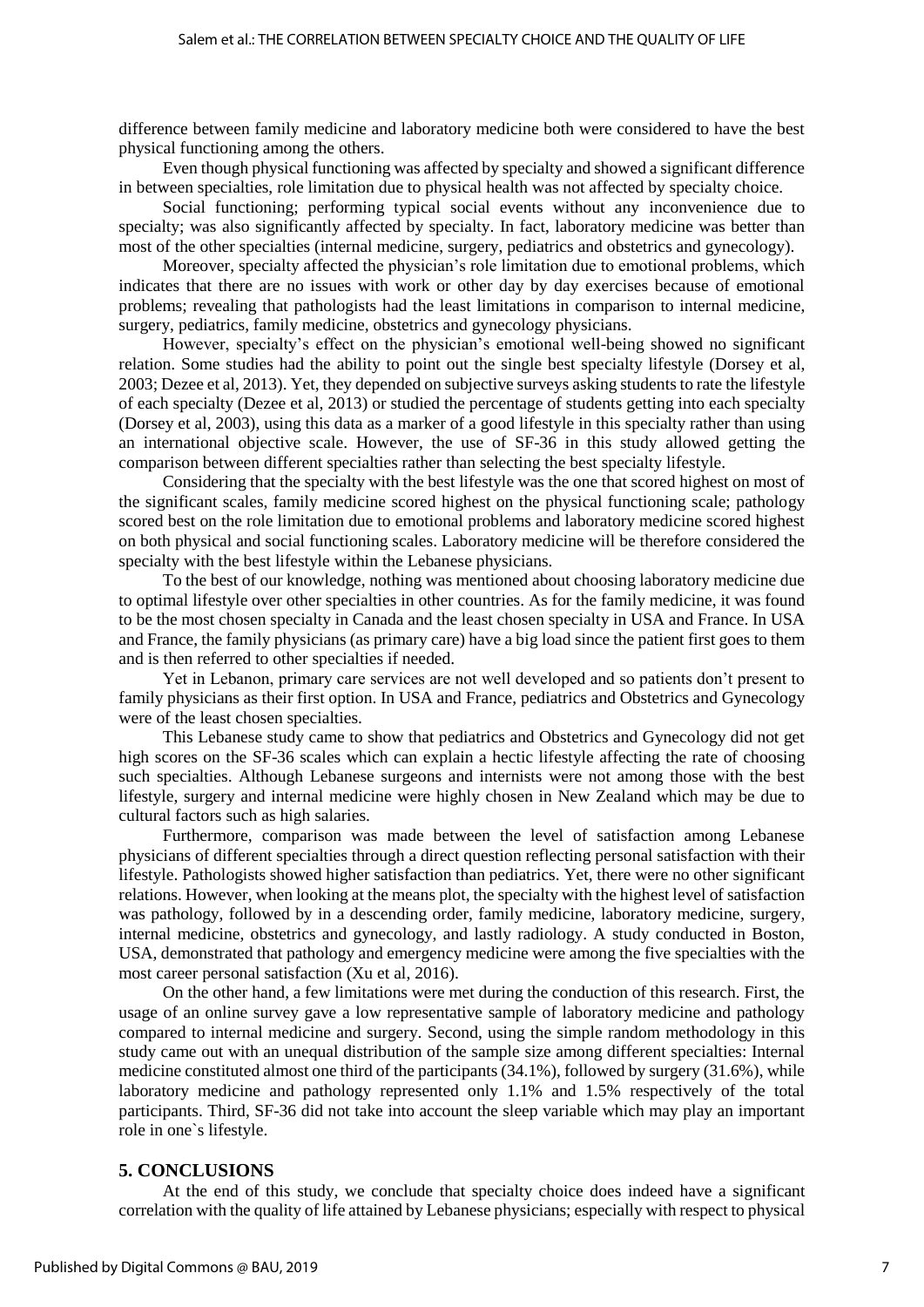difference between family medicine and laboratory medicine both were considered to have the best physical functioning among the others.

Even though physical functioning was affected by specialty and showed a significant difference in between specialties, role limitation due to physical health was not affected by specialty choice.

Social functioning; performing typical social events without any inconvenience due to specialty; was also significantly affected by specialty. In fact, laboratory medicine was better than most of the other specialties (internal medicine, surgery, pediatrics and obstetrics and gynecology).

Moreover, specialty affected the physician's role limitation due to emotional problems, which indicates that there are no issues with work or other day by day exercises because of emotional problems; revealing that pathologists had the least limitations in comparison to internal medicine, surgery, pediatrics, family medicine, obstetrics and gynecology physicians.

However, specialty's effect on the physician's emotional well-being showed no significant relation. Some studies had the ability to point out the single best specialty lifestyle (Dorsey et al, 2003; Dezee et al, 2013). Yet, they depended on subjective surveys asking students to rate the lifestyle of each specialty (Dezee et al, 2013) or studied the percentage of students getting into each specialty (Dorsey et al, 2003), using this data as a marker of a good lifestyle in this specialty rather than using an international objective scale. However, the use of SF-36 in this study allowed getting the comparison between different specialties rather than selecting the best specialty lifestyle.

Considering that the specialty with the best lifestyle was the one that scored highest on most of the significant scales, family medicine scored highest on the physical functioning scale; pathology scored best on the role limitation due to emotional problems and laboratory medicine scored highest on both physical and social functioning scales. Laboratory medicine will be therefore considered the specialty with the best lifestyle within the Lebanese physicians.

To the best of our knowledge, nothing was mentioned about choosing laboratory medicine due to optimal lifestyle over other specialties in other countries. As for the family medicine, it was found to be the most chosen specialty in Canada and the least chosen specialty in USA and France. In USA and France, the family physicians (as primary care) have a big load since the patient first goes to them and is then referred to other specialties if needed.

Yet in Lebanon, primary care services are not well developed and so patients don't present to family physicians as their first option. In USA and France, pediatrics and Obstetrics and Gynecology were of the least chosen specialties.

This Lebanese study came to show that pediatrics and Obstetrics and Gynecology did not get high scores on the SF-36 scales which can explain a hectic lifestyle affecting the rate of choosing such specialties. Although Lebanese surgeons and internists were not among those with the best lifestyle, surgery and internal medicine were highly chosen in New Zealand which may be due to cultural factors such as high salaries.

Furthermore, comparison was made between the level of satisfaction among Lebanese physicians of different specialties through a direct question reflecting personal satisfaction with their lifestyle. Pathologists showed higher satisfaction than pediatrics. Yet, there were no other significant relations. However, when looking at the means plot, the specialty with the highest level of satisfaction was pathology, followed by in a descending order, family medicine, laboratory medicine, surgery, internal medicine, obstetrics and gynecology, and lastly radiology. A study conducted in Boston, USA, demonstrated that pathology and emergency medicine were among the five specialties with the most career personal satisfaction (Xu et al, 2016).

On the other hand, a few limitations were met during the conduction of this research. First, the usage of an online survey gave a low representative sample of laboratory medicine and pathology compared to internal medicine and surgery. Second, using the simple random methodology in this study came out with an unequal distribution of the sample size among different specialties: Internal medicine constituted almost one third of the participants (34.1%), followed by surgery (31.6%), while laboratory medicine and pathology represented only 1.1% and 1.5% respectively of the total participants. Third, SF-36 did not take into account the sleep variable which may play an important role in one`s lifestyle.

## 5. CONCLUSIONS

At the end of this study, we conclude that specialty choice does indeed have a significant correlation with the quality of life attained by Lebanese physicians; especially with respect to physical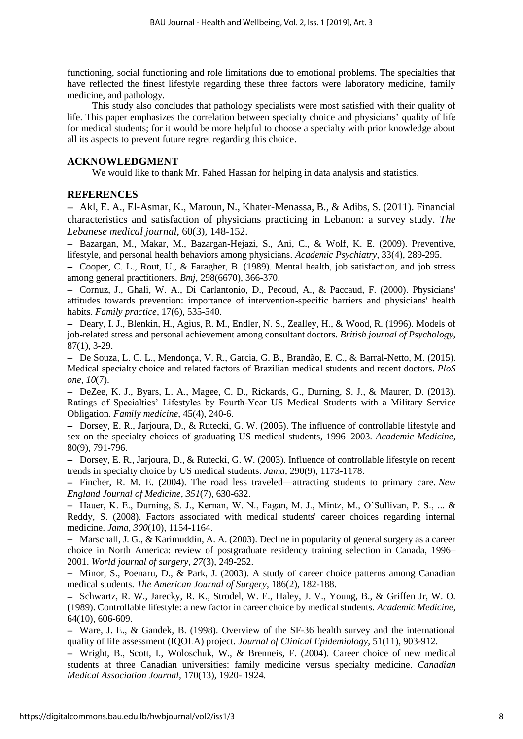functioning, social functioning and role limitations due to emotional problems. The specialties that have reflected the finest lifestyle regarding these three factors were laboratory medicine, family medicine, and pathology.

This study also concludes that pathology specialists were most satisfied with their quality of life. This paper emphasizes the correlation between specialty choice and physicians' quality of life for medical students; for it would be more helpful to choose a specialty with prior knowledge about all its aspects to prevent future regret regarding this choice.

## ACKNOWLEDGMENT

We would like to thank Mr. Fahed Hassan for helping in data analysis and statistics.

## REFERENCES

– Akl, E. A., El-Asmar, K., Maroun, N., Khater-Menassa, B., & Adibs, S. (2011). Financial characteristics and satisfaction of physicians practicing in Lebanon: a survey study. *The Lebanese medical journal*, 60(3), 148-152.

– Bazargan, M., Makar, M., Bazargan-Hejazi, S., Ani, C., & Wolf, K. E. (2009). Preventive, lifestyle, and personal health behaviors among physicians. *Academic Psychiatry*, 33(4), 289-295.

– Cooper, C. L., Rout, U., & Faragher, B. (1989). Mental health, job satisfaction, and job stress among general practitioners. *Bmj*, 298(6670), 366-370.

– Cornuz, J., Ghali, W. A., Di Carlantonio, D., Pecoud, A., & Paccaud, F. (2000). Physicians' attitudes towards prevention: importance of intervention-specific barriers and physicians' health habits. *Family practice*, 17(6), 535-540.

– Deary, I. J., Blenkin, H., Agius, R. M., Endler, N. S., Zealley, H., & Wood, R. (1996). Models of job-related stress and personal achievement among consultant doctors. *British journal of Psychology*, 87(1), 3-29.

– De Souza, L. C. L., Mendonça, V. R., Garcia, G. B., Brandão, E. C., & Barral-Netto, M. (2015). Medical specialty choice and related factors of Brazilian medical students and recent doctors. *PloS one*, *10*(7).

– DeZee, K. J., Byars, L. A., Magee, C. D., Rickards, G., Durning, S. J., & Maurer, D. (2013). Ratings of Specialties' Lifestyles by Fourth-Year US Medical Students with a Military Service Obligation. *Family medicine*, 45(4), 240-6.

– Dorsey, E. R., Jarjoura, D., & Rutecki, G. W. (2005). The influence of controllable lifestyle and sex on the specialty choices of graduating US medical students, 1996–2003. *Academic Medicine*, 80(9), 791-796.

– Dorsey, E. R., Jarjoura, D., & Rutecki, G. W. (2003). Influence of controllable lifestyle on recent trends in specialty choice by US medical students. *Jama*, 290(9), 1173-1178.

– Fincher, R. M. E. (2004). The road less traveled—attracting students to primary care. *New England Journal of Medicine*, *351*(7), 630-632.

– Hauer, K. E., Durning, S. J., Kernan, W. N., Fagan, M. J., Mintz, M., O'Sullivan, P. S., ... & Reddy, S. (2008). Factors associated with medical students' career choices regarding internal medicine. *Jama*, *300*(10), 1154-1164.

– Marschall, J. G., & Karimuddin, A. A. (2003). Decline in popularity of general surgery as a career choice in North America: review of postgraduate residency training selection in Canada, 1996–2001. *World journal of surgery*, *27*(3), 249-252.

– Minor, S., Poenaru, D., & Park, J. (2003). A study of career choice patterns among Canadian medical students. *The American Journal of Surgery*, 186(2), 182-188.

– Schwartz, R. W., Jarecky, R. K., Strodel, W. E., Haley, J. V., Young, B., & Griffen Jr, W. O. (1989). Controllable lifestyle: a new factor in career choice by medical students. *Academic Medicine*, 64(10), 606-609.

– Ware, J. E., & Gandek, B. (1998). Overview of the SF-36 health survey and the international quality of life assessment (IQOLA) project. *Journal of Clinical Epidemiology*, 51(11), 903-912.

– Wright, B., Scott, I., Woloschuk, W., & Brenneis, F. (2004). Career choice of new medical students at three Canadian universities: family medicine versus specialty medicine. *Canadian Medical Association Journal*, 170(13), 1920- 1924.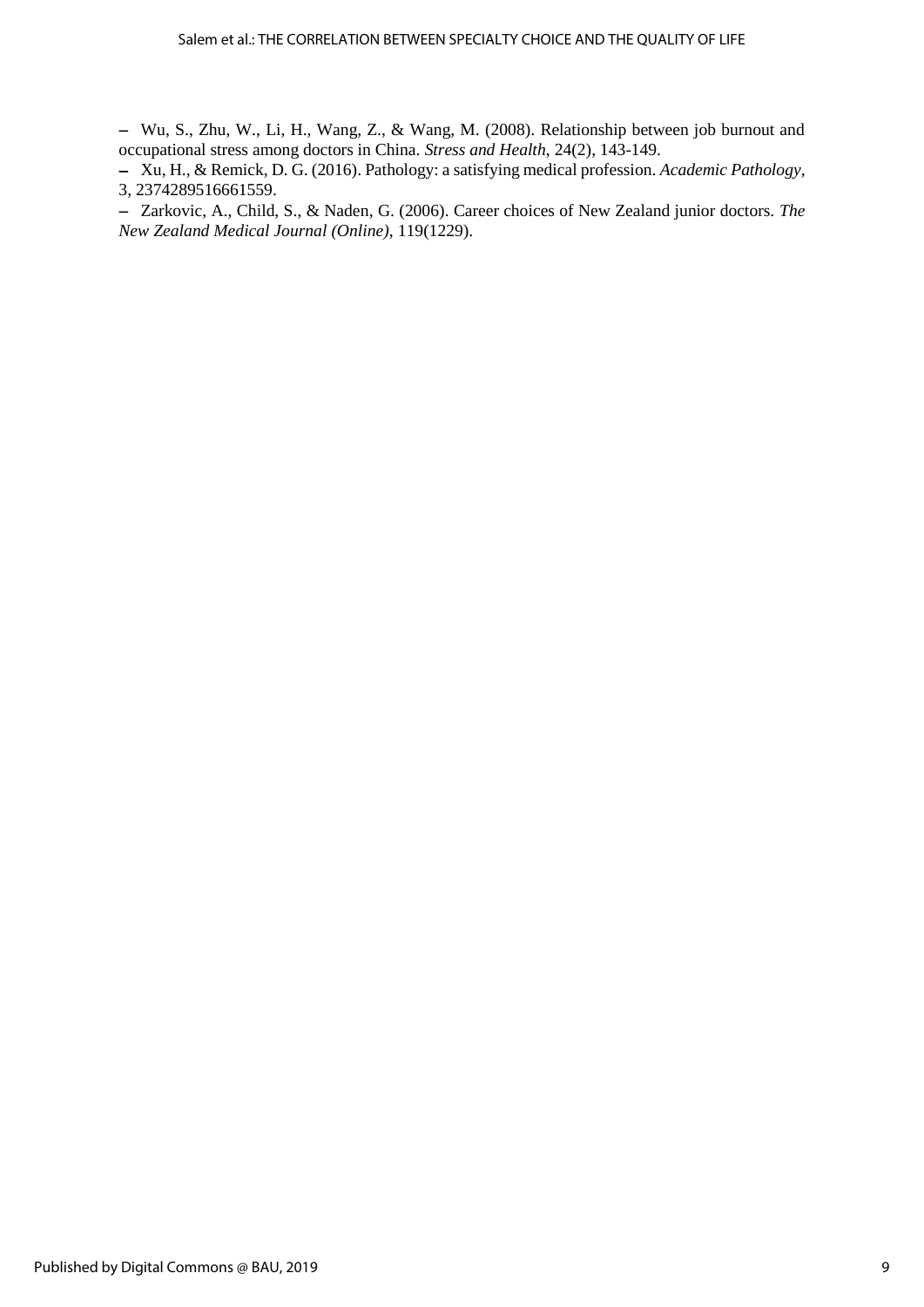- Wu, S., Zhu, W., Li, H., Wang, Z., & Wang, M. (2008). Relationship between job burnout and occupational stress among doctors in China. *Stress and Health*, 24(2), 143-149.
- Xu, H., & Remick, D. G. (2016). Pathology: a satisfying medical profession. *Academic Pathology*, 3, 2374289516661559.
- Zarkovic, A., Child, S., & Naden, G. (2006). Career choices of New Zealand junior doctors. *The New Zealand Medical Journal (Online)*, 119(1229).